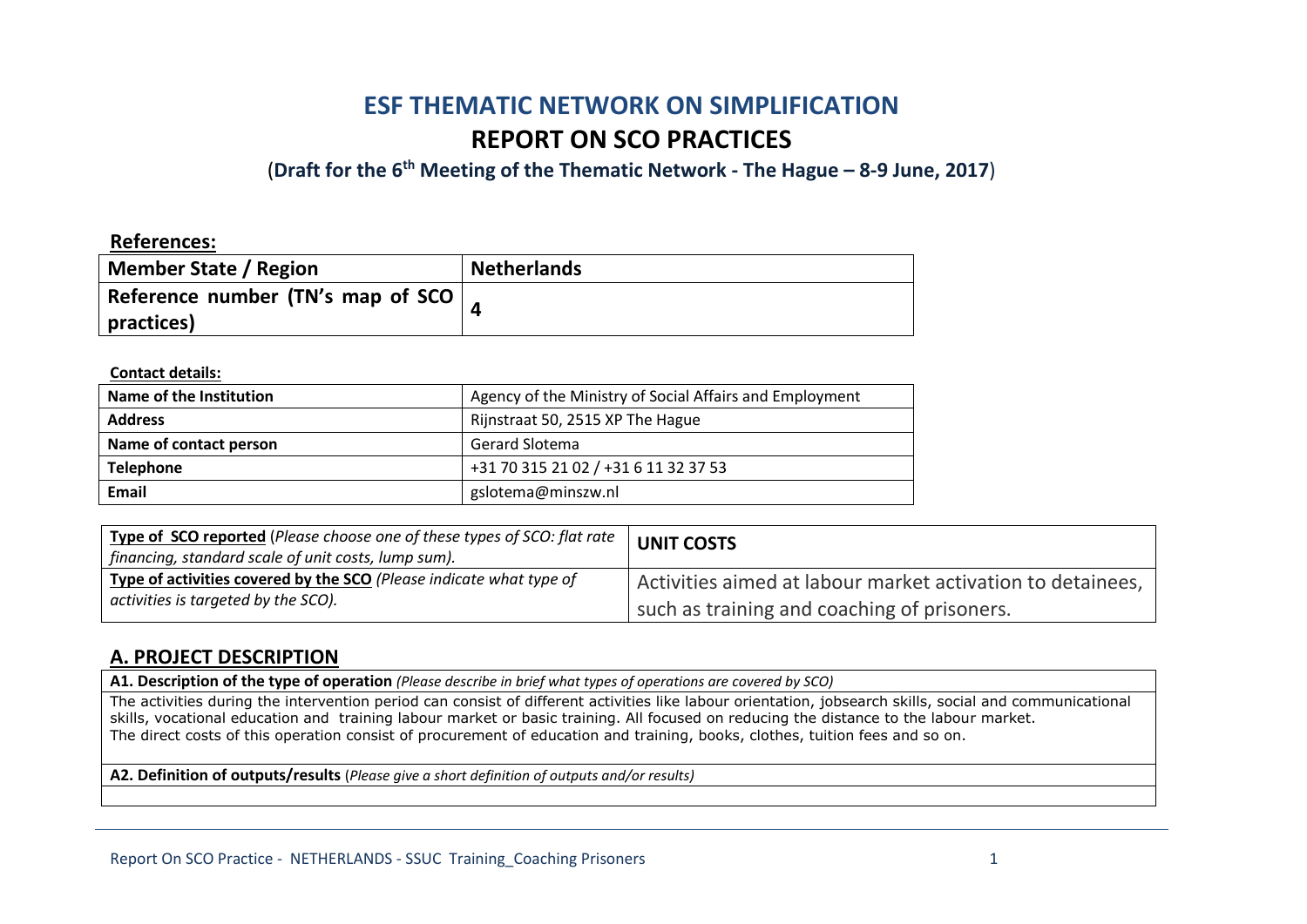# ESF THEMATIC NETWORK ON SIMPLIFICATION

## REPORT ON SCO PRACTICES

(**Draft for the 6th Meeting of the Thematic Network - The Hague – 8-9 June, 2017**)

**References:**

| **Member State / Region** | **Netherlands** |
|---|---|
| **Reference number (TN's map of SCO practices)** | **4** |

**Contact details:**

| **Name of the Institution** | Agency of the Ministry of Social Affairs and Employment |
|---|---|
| **Address** | Rijnstraat 50, 2515 XP The Hague |
| **Name of contact person** | Gerard Slotema |
| **Telephone** | +31 70 315 21 02 / +31 6 11 32 37 53 |
| **Email** | gslotema@minszw.nl |

| **Type of SCO reported** *(Please choose one of these types of SCO: flat rate financing, standard scale of unit costs, lump sum).* | **UNIT COSTS** |
|---|---|
| **Type of activities covered by the SCO** *(Please indicate what type of activities is targeted by the SCO).* | Activities aimed at labour market activation to detainees, such as training and coaching of prisoners. |

## A. PROJECT DESCRIPTION

| **A1. Description of the type of operation** *(Please describe in brief what types of operations are covered by SCO)* |
|---|
| The activities during the intervention period can consist of different activities like labour orientation, jobsearch skills, social and communicational skills, vocational education and training labour market or basic training. All focused on reducing the distance to the labour market.<br>The direct costs of this operation consist of procurement of education and training, books, clothes, tuition fees and so on. |
| **A2. Definition of outputs/results** *(Please give a short definition of outputs and/or results)* |
| |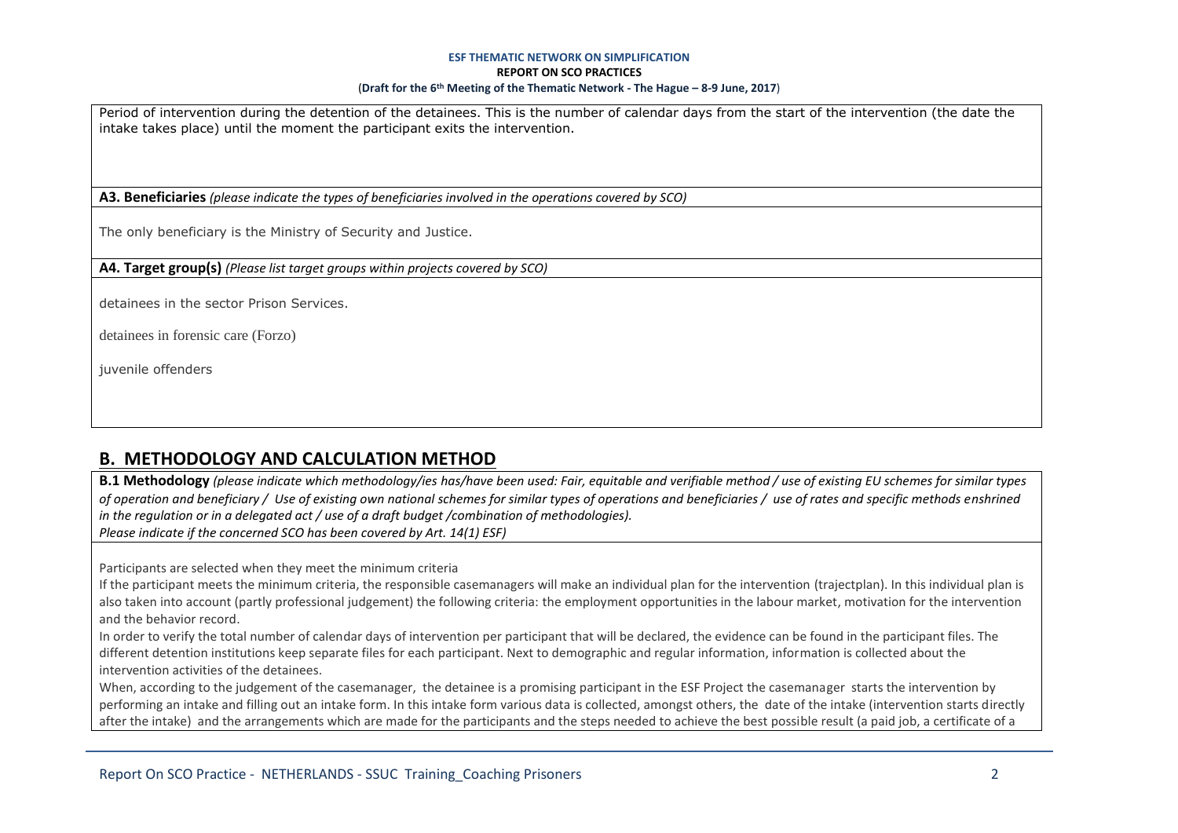Period of intervention during the detention of the detainees. This is the number of calendar days from the start of the intervention (the date the intake takes place) until the moment the participant exits the intervention.

**A3. Beneficiaries** *(please indicate the types of beneficiaries involved in the operations covered by SCO)*

The only beneficiary is the Ministry of Security and Justice.

**A4. Target group(s)** *(Please list target groups within projects covered by SCO)*

detainees in the sector Prison Services.

detainees in forensic care (Forzo)

juvenile offenders

## B. METHODOLOGY AND CALCULATION METHOD

**B.1 Methodology** *(please indicate which methodology/ies has/have been used: Fair, equitable and verifiable method / use of existing EU schemes for similar types of operation and beneficiary / Use of existing own national schemes for similar types of operations and beneficiaries / use of rates and specific methods enshrined in the regulation or in a delegated act / use of a draft budget /combination of methodologies).*
*Please indicate if the concerned SCO has been covered by Art. 14(1) ESF)*

Participants are selected when they meet the minimum criteria

If the participant meets the minimum criteria, the responsible casemanagers will make an individual plan for the intervention (trajectplan). In this individual plan is also taken into account (partly professional judgement) the following criteria: the employment opportunities in the labour market, motivation for the intervention and the behavior record.

In order to verify the total number of calendar days of intervention per participant that will be declared, the evidence can be found in the participant files. The different detention institutions keep separate files for each participant. Next to demographic and regular information, information is collected about the intervention activities of the detainees.

When, according to the judgement of the casemanager, the detainee is a promising participant in the ESF Project the casemanager starts the intervention by performing an intake and filling out an intake form. In this intake form various data is collected, amongst others, the date of the intake (intervention starts directly after the intake) and the arrangements which are made for the participants and the steps needed to achieve the best possible result (a paid job, a certificate of a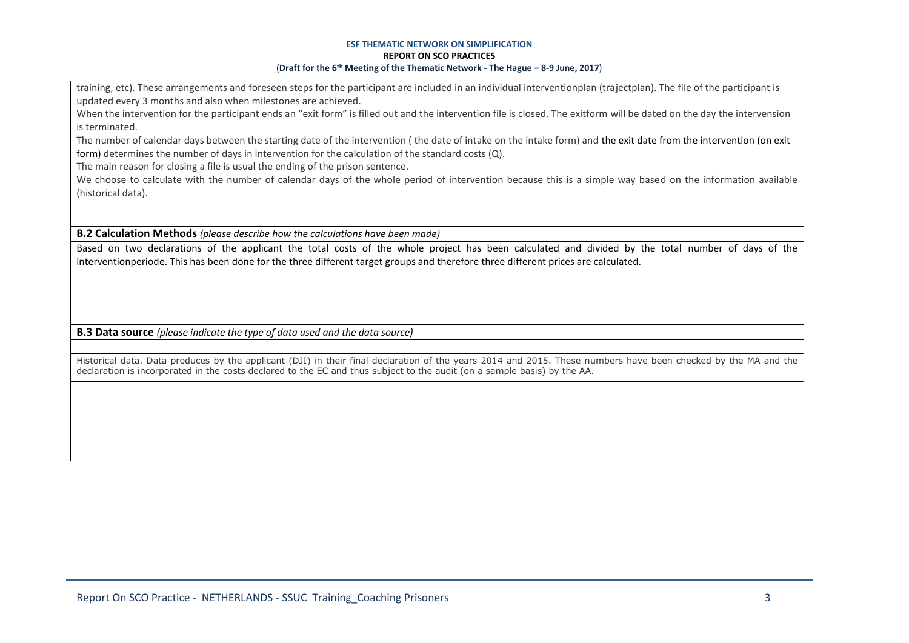training, etc). These arrangements and foreseen steps for the participant are included in an individual interventionplan (trajectplan). The file of the participant is updated every 3 months and also when milestones are achieved.

When the intervention for the participant ends an "exit form" is filled out and the intervention file is closed. The exitform will be dated on the day the intervension is terminated.

The number of calendar days between the starting date of the intervention ( the date of intake on the intake form) and the exit date from the intervention (on exit form) determines the number of days in intervention for the calculation of the standard costs (Q).

The main reason for closing a file is usual the ending of the prison sentence.

We choose to calculate with the number of calendar days of the whole period of intervention because this is a simple way based on the information available (historical data).

**B.2 Calculation Methods** *(please describe how the calculations have been made)*

Based on two declarations of the applicant the total costs of the whole project has been calculated and divided by the total number of days of the interventionperiode. This has been done for the three different target groups and therefore three different prices are calculated.

**B.3 Data source** *(please indicate the type of data used and the data source)*

Historical data. Data produces by the applicant (DJI) in their final declaration of the years 2014 and 2015. These numbers have been checked by the MA and the declaration is incorporated in the costs declared to the EC and thus subject to the audit (on a sample basis) by the AA.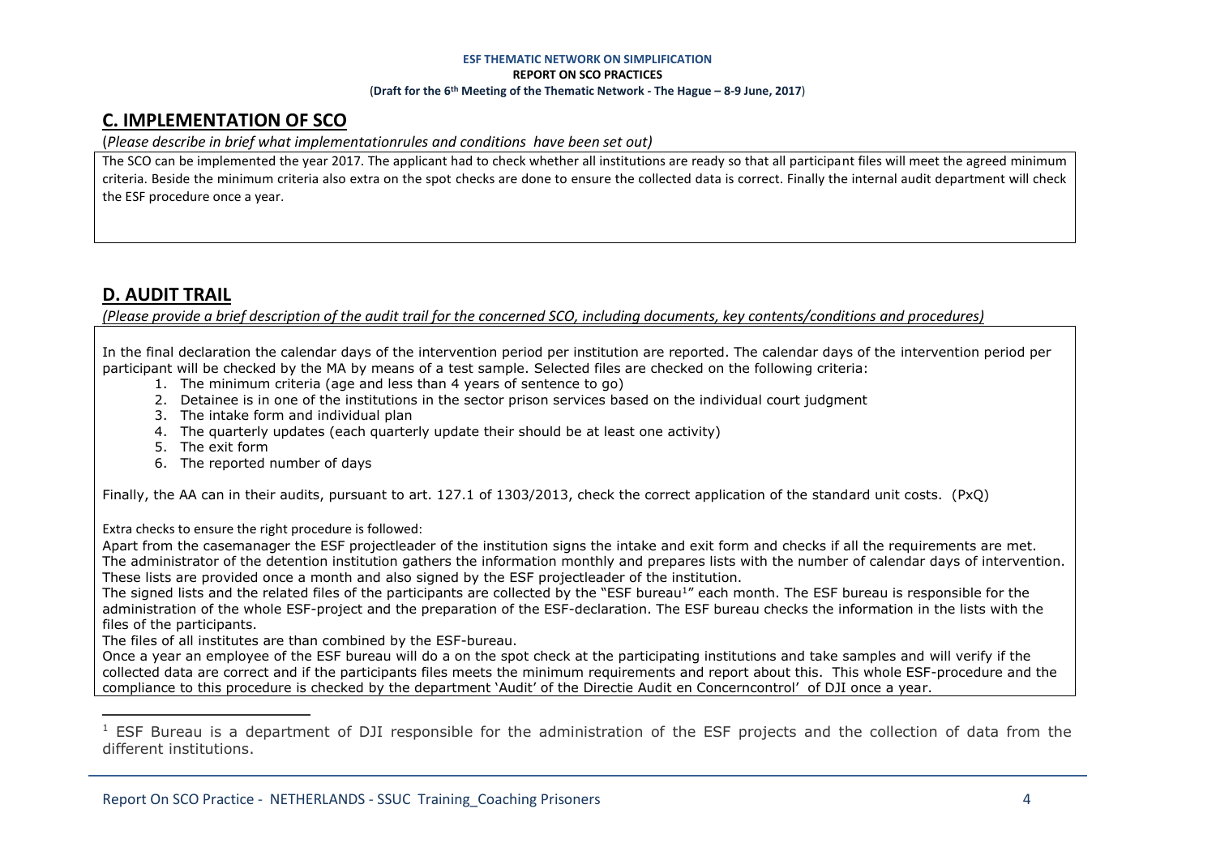## C. IMPLEMENTATION OF SCO

(*Please describe in brief what implementationrules and conditions have been set out)*

The SCO can be implemented the year 2017. The applicant had to check whether all institutions are ready so that all participant files will meet the agreed minimum criteria. Beside the minimum criteria also extra on the spot checks are done to ensure the collected data is correct. Finally the internal audit department will check the ESF procedure once a year.

## D. AUDIT TRAIL

*(Please provide a brief description of the audit trail for the concerned SCO, including documents, key contents/conditions and procedures)*

In the final declaration the calendar days of the intervention period per institution are reported. The calendar days of the intervention period per participant will be checked by the MA by means of a test sample. Selected files are checked on the following criteria:

1. The minimum criteria (age and less than 4 years of sentence to go)
2. Detainee is in one of the institutions in the sector prison services based on the individual court judgment
3. The intake form and individual plan
4. The quarterly updates (each quarterly update their should be at least one activity)
5. The exit form
6. The reported number of days

Finally, the AA can in their audits, pursuant to art. 127.1 of 1303/2013, check the correct application of the standard unit costs. (PxQ)

Extra checks to ensure the right procedure is followed:

Apart from the casemanager the ESF projectleader of the institution signs the intake and exit form and checks if all the requirements are met. The administrator of the detention institution gathers the information monthly and prepares lists with the number of calendar days of intervention. These lists are provided once a month and also signed by the ESF projectleader of the institution.

The signed lists and the related files of the participants are collected by the "ESF bureau[1]" each month. The ESF bureau is responsible for the administration of the whole ESF-project and the preparation of the ESF-declaration. The ESF bureau checks the information in the lists with the files of the participants.

The files of all institutes are than combined by the ESF-bureau.

Once a year an employee of the ESF bureau will do a on the spot check at the participating institutions and take samples and will verify if the collected data are correct and if the participants files meets the minimum requirements and report about this. This whole ESF-procedure and the compliance to this procedure is checked by the department 'Audit' of the Directie Audit en Concerncontrol' of DJI once a year.

[1] ESF Bureau is a department of DJI responsible for the administration of the ESF projects and the collection of data from the different institutions.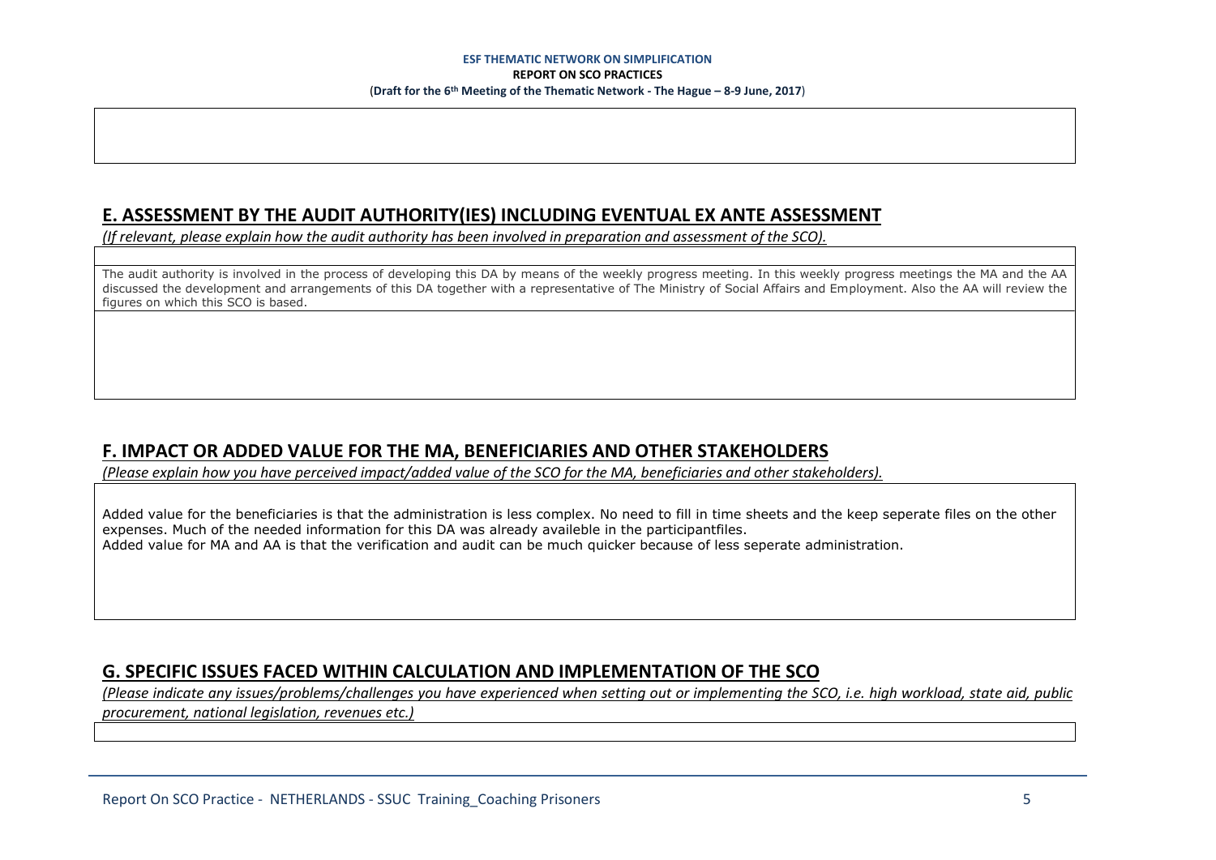## E. ASSESSMENT BY THE AUDIT AUTHORITY(IES) INCLUDING EVENTUAL EX ANTE ASSESSMENT

*(If relevant, please explain how the audit authority has been involved in preparation and assessment of the SCO).*

The audit authority is involved in the process of developing this DA by means of the weekly progress meeting. In this weekly progress meetings the MA and the AA discussed the development and arrangements of this DA together with a representative of The Ministry of Social Affairs and Employment. Also the AA will review the figures on which this SCO is based.

## F. IMPACT OR ADDED VALUE FOR THE MA, BENEFICIARIES AND OTHER STAKEHOLDERS

*(Please explain how you have perceived impact/added value of the SCO for the MA, beneficiaries and other stakeholders).*

Added value for the beneficiaries is that the administration is less complex. No need to fill in time sheets and the keep seperate files on the other expenses. Much of the needed information for this DA was already availeble in the participantfiles.
Added value for MA and AA is that the verification and audit can be much quicker because of less seperate administration.

## G. SPECIFIC ISSUES FACED WITHIN CALCULATION AND IMPLEMENTATION OF THE SCO

*(Please indicate any issues/problems/challenges you have experienced when setting out or implementing the SCO, i.e. high workload, state aid, public procurement, national legislation, revenues etc.)*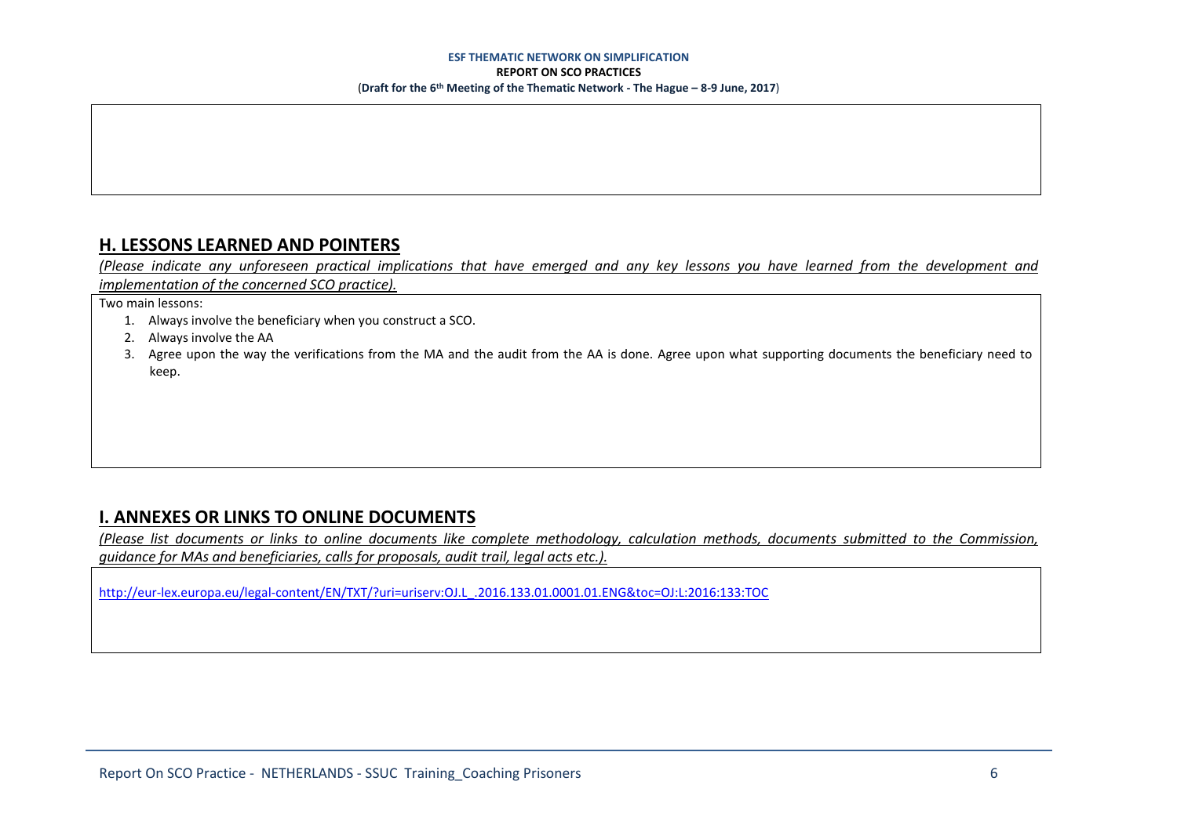## H. LESSONS LEARNED AND POINTERS

*(Please indicate any unforeseen practical implications that have emerged and any key lessons you have learned from the development and implementation of the concerned SCO practice).*

Two main lessons:

1. Always involve the beneficiary when you construct a SCO.
2. Always involve the AA
3. Agree upon the way the verifications from the MA and the audit from the AA is done. Agree upon what supporting documents the beneficiary need to keep.

## I. ANNEXES OR LINKS TO ONLINE DOCUMENTS

*(Please list documents or links to online documents like complete methodology, calculation methods, documents submitted to the Commission, guidance for MAs and beneficiaries, calls for proposals, audit trail, legal acts etc.).*

http://eur-lex.europa.eu/legal-content/EN/TXT/?uri=uriserv:OJ.L_.2016.133.01.0001.01.ENG&toc=OJ:L:2016:133:TOC